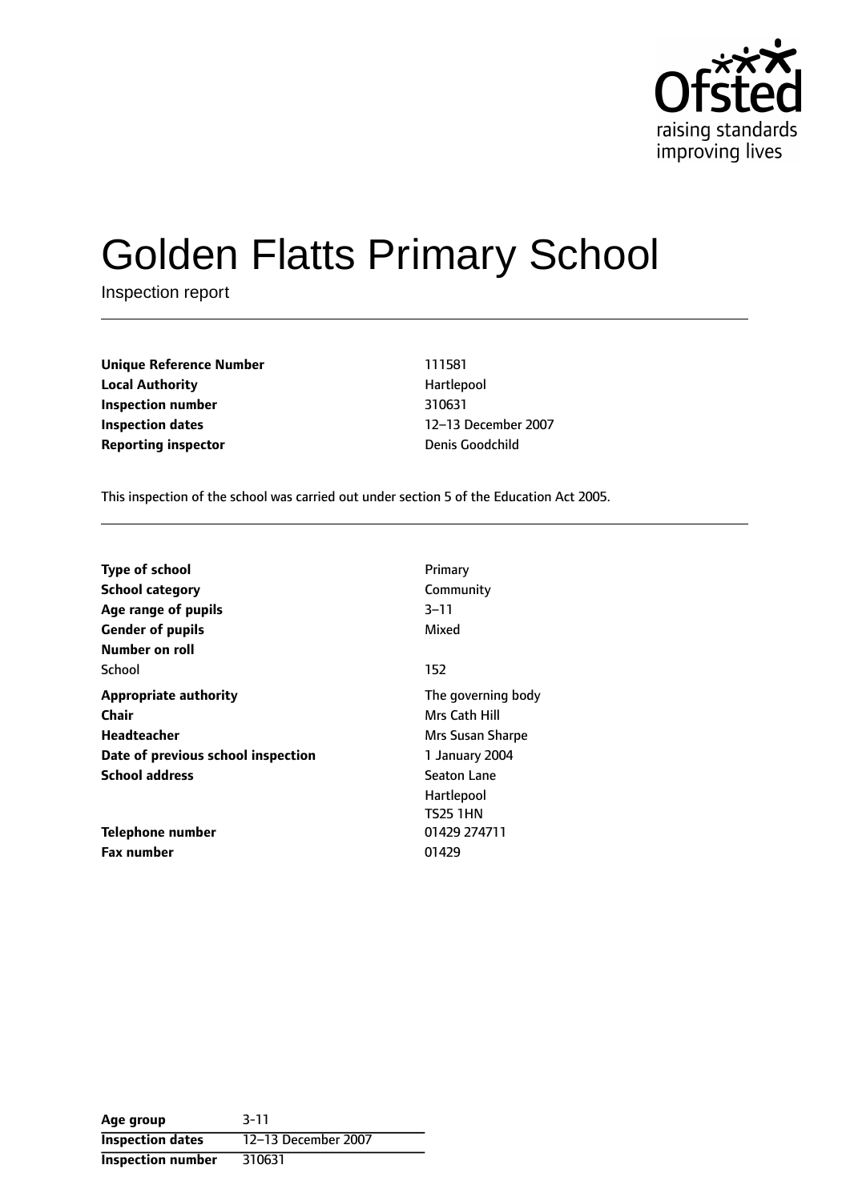# Golden Flatts Primary School

Inspection report

| | |
|---|---|
| **Unique Reference Number** | 111581 |
| **Local Authority** | Hartlepool |
| **Inspection number** | 310631 |
| **Inspection dates** | 12–13 December 2007 |
| **Reporting inspector** | Denis Goodchild |

This inspection of the school was carried out under section 5 of the Education Act 2005.

| | |
|---|---|
| **Type of school** | Primary |
| **School category** | Community |
| **Age range of pupils** | 3–11 |
| **Gender of pupils** | Mixed |
| **Number on roll** | |
| School | 152 |
| **Appropriate authority** | The governing body |
| **Chair** | Mrs Cath Hill |
| **Headteacher** | Mrs Susan Sharpe |
| **Date of previous school inspection** | 1 January 2004 |
| **School address** | Seaton Lane<br>Hartlepool<br>TS25 1HN |
| **Telephone number** | 01429 274711 |
| **Fax number** | 01429 |

| | |
|---|---|
| **Age group** | 3-11 |
| **Inspection dates** | 12–13 December 2007 |
| **Inspection number** | 310631 |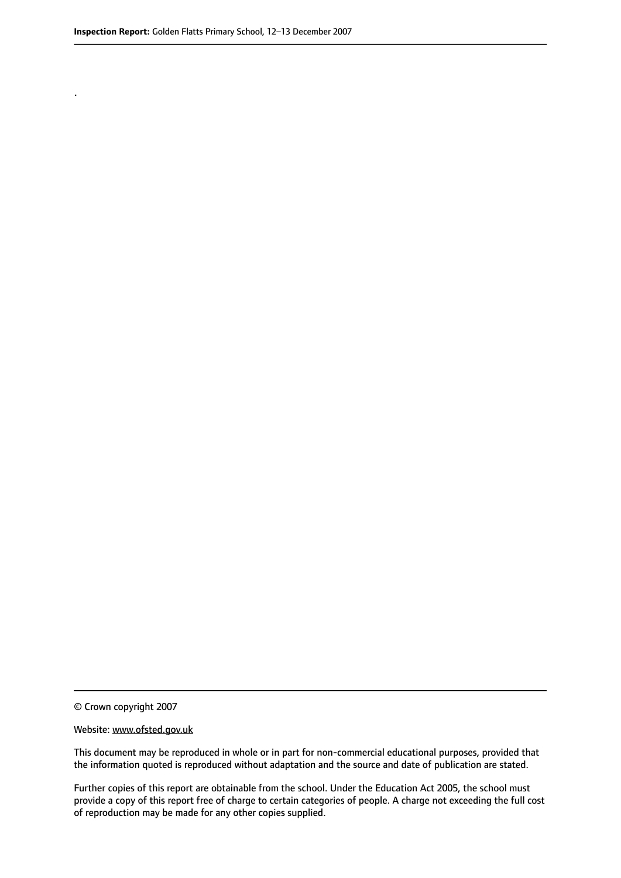.

© Crown copyright 2007

Website: www.ofsted.gov.uk

This document may be reproduced in whole or in part for non-commercial educational purposes, provided that the information quoted is reproduced without adaptation and the source and date of publication are stated.

Further copies of this report are obtainable from the school. Under the Education Act 2005, the school must provide a copy of this report free of charge to certain categories of people. A charge not exceeding the full cost of reproduction may be made for any other copies supplied.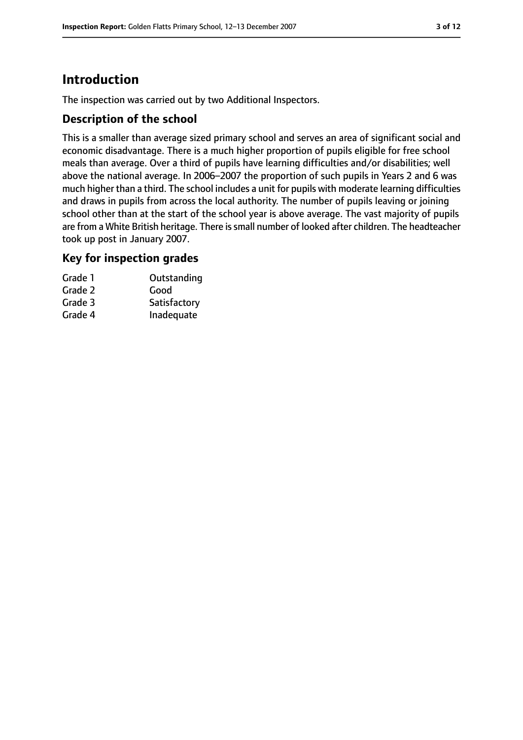## Introduction

The inspection was carried out by two Additional Inspectors.

### Description of the school

This is a smaller than average sized primary school and serves an area of significant social and economic disadvantage. There is a much higher proportion of pupils eligible for free school meals than average. Over a third of pupils have learning difficulties and/or disabilities; well above the national average. In 2006–2007 the proportion of such pupils in Years 2 and 6 was much higher than a third. The school includes a unit for pupils with moderate learning difficulties and draws in pupils from across the local authority. The number of pupils leaving or joining school other than at the start of the school year is above average. The vast majority of pupils are from a White British heritage. There is small number of looked after children. The headteacher took up post in January 2007.

### Key for inspection grades

| | |
|---|---|
| Grade 1 | Outstanding |
| Grade 2 | Good |
| Grade 3 | Satisfactory |
| Grade 4 | Inadequate |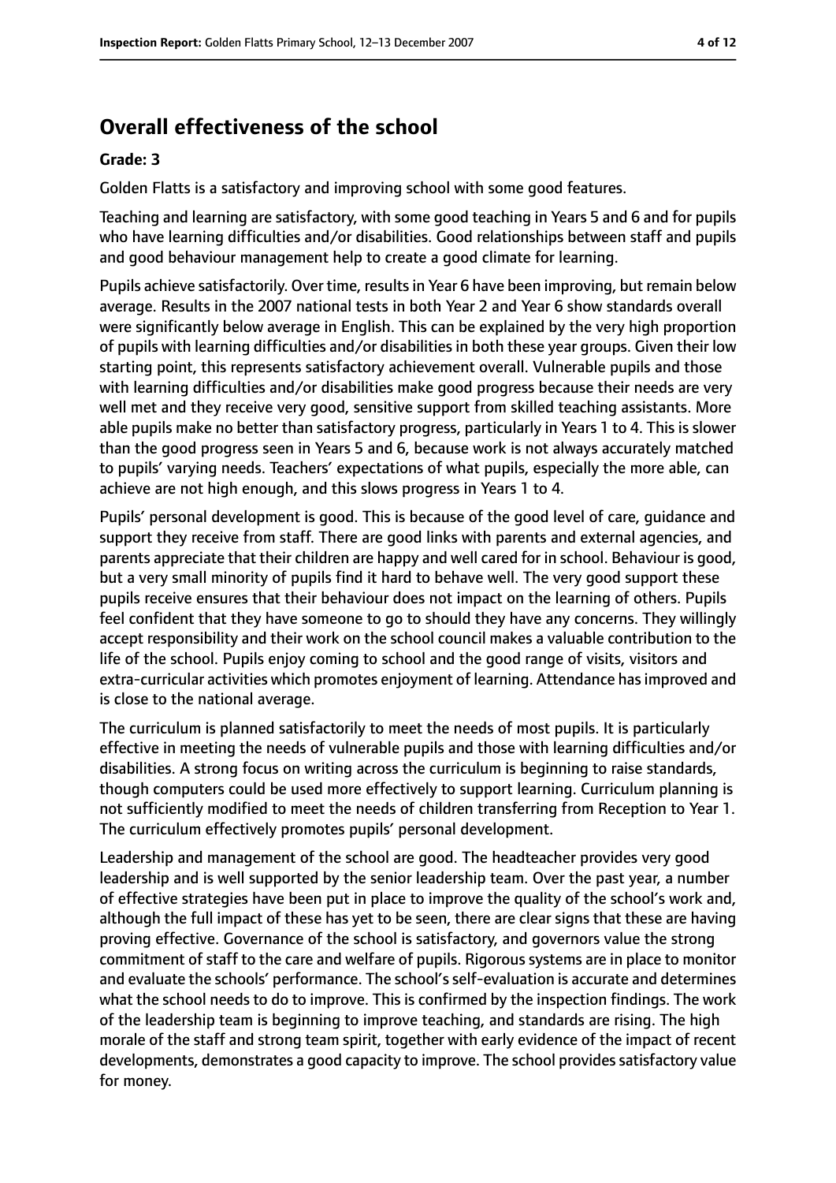## Overall effectiveness of the school

### Grade: 3

Golden Flatts is a satisfactory and improving school with some good features.

Teaching and learning are satisfactory, with some good teaching in Years 5 and 6 and for pupils who have learning difficulties and/or disabilities. Good relationships between staff and pupils and good behaviour management help to create a good climate for learning.

Pupils achieve satisfactorily. Over time, results in Year 6 have been improving, but remain below average. Results in the 2007 national tests in both Year 2 and Year 6 show standards overall were significantly below average in English. This can be explained by the very high proportion of pupils with learning difficulties and/or disabilities in both these year groups. Given their low starting point, this represents satisfactory achievement overall. Vulnerable pupils and those with learning difficulties and/or disabilities make good progress because their needs are very well met and they receive very good, sensitive support from skilled teaching assistants. More able pupils make no better than satisfactory progress, particularly in Years 1 to 4. This is slower than the good progress seen in Years 5 and 6, because work is not always accurately matched to pupils' varying needs. Teachers' expectations of what pupils, especially the more able, can achieve are not high enough, and this slows progress in Years 1 to 4.

Pupils' personal development is good. This is because of the good level of care, guidance and support they receive from staff. There are good links with parents and external agencies, and parents appreciate that their children are happy and well cared for in school. Behaviour is good, but a very small minority of pupils find it hard to behave well. The very good support these pupils receive ensures that their behaviour does not impact on the learning of others. Pupils feel confident that they have someone to go to should they have any concerns. They willingly accept responsibility and their work on the school council makes a valuable contribution to the life of the school. Pupils enjoy coming to school and the good range of visits, visitors and extra-curricular activities which promotes enjoyment of learning. Attendance has improved and is close to the national average.

The curriculum is planned satisfactorily to meet the needs of most pupils. It is particularly effective in meeting the needs of vulnerable pupils and those with learning difficulties and/or disabilities. A strong focus on writing across the curriculum is beginning to raise standards, though computers could be used more effectively to support learning. Curriculum planning is not sufficiently modified to meet the needs of children transferring from Reception to Year 1. The curriculum effectively promotes pupils' personal development.

Leadership and management of the school are good. The headteacher provides very good leadership and is well supported by the senior leadership team. Over the past year, a number of effective strategies have been put in place to improve the quality of the school's work and, although the full impact of these has yet to be seen, there are clear signs that these are having proving effective. Governance of the school is satisfactory, and governors value the strong commitment of staff to the care and welfare of pupils. Rigorous systems are in place to monitor and evaluate the schools' performance. The school's self-evaluation is accurate and determines what the school needs to do to improve. This is confirmed by the inspection findings. The work of the leadership team is beginning to improve teaching, and standards are rising. The high morale of the staff and strong team spirit, together with early evidence of the impact of recent developments, demonstrates a good capacity to improve. The school provides satisfactory value for money.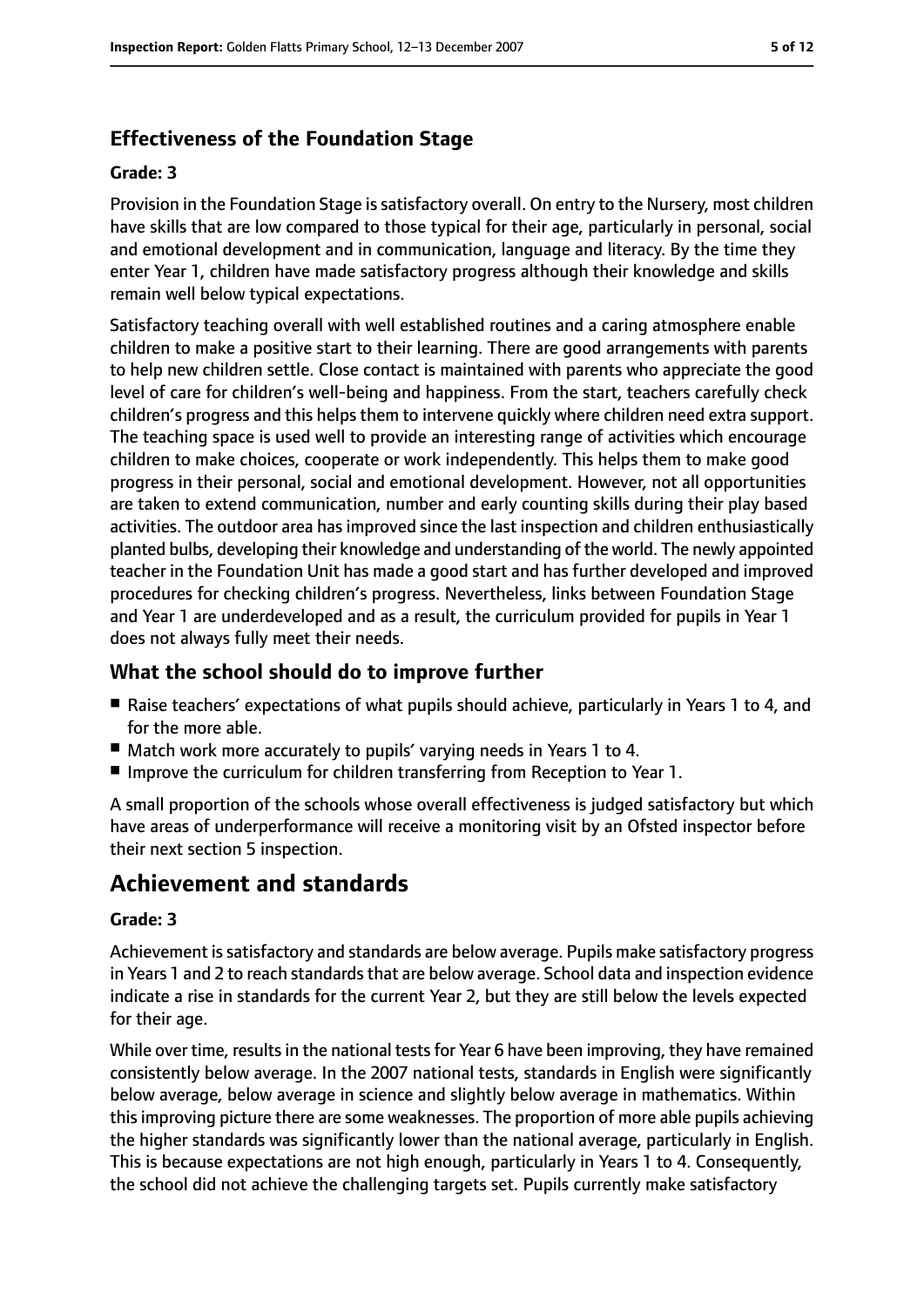### Effectiveness of the Foundation Stage

#### Grade: 3

Provision in the Foundation Stage is satisfactory overall. On entry to the Nursery, most children have skills that are low compared to those typical for their age, particularly in personal, social and emotional development and in communication, language and literacy. By the time they enter Year 1, children have made satisfactory progress although their knowledge and skills remain well below typical expectations.

Satisfactory teaching overall with well established routines and a caring atmosphere enable children to make a positive start to their learning. There are good arrangements with parents to help new children settle. Close contact is maintained with parents who appreciate the good level of care for children's well-being and happiness. From the start, teachers carefully check children's progress and this helps them to intervene quickly where children need extra support. The teaching space is used well to provide an interesting range of activities which encourage children to make choices, cooperate or work independently. This helps them to make good progress in their personal, social and emotional development. However, not all opportunities are taken to extend communication, number and early counting skills during their play based activities. The outdoor area has improved since the last inspection and children enthusiastically planted bulbs, developing their knowledge and understanding of the world. The newly appointed teacher in the Foundation Unit has made a good start and has further developed and improved procedures for checking children's progress. Nevertheless, links between Foundation Stage and Year 1 are underdeveloped and as a result, the curriculum provided for pupils in Year 1 does not always fully meet their needs.

### What the school should do to improve further

- Raise teachers' expectations of what pupils should achieve, particularly in Years 1 to 4, and for the more able.
- Match work more accurately to pupils' varying needs in Years 1 to 4.
- Improve the curriculum for children transferring from Reception to Year 1.

A small proportion of the schools whose overall effectiveness is judged satisfactory but which have areas of underperformance will receive a monitoring visit by an Ofsted inspector before their next section 5 inspection.

## Achievement and standards

#### Grade: 3

Achievement is satisfactory and standards are below average. Pupils make satisfactory progress in Years 1 and 2 to reach standards that are below average. School data and inspection evidence indicate a rise in standards for the current Year 2, but they are still below the levels expected for their age.

While over time, results in the national tests for Year 6 have been improving, they have remained consistently below average. In the 2007 national tests, standards in English were significantly below average, below average in science and slightly below average in mathematics. Within this improving picture there are some weaknesses. The proportion of more able pupils achieving the higher standards was significantly lower than the national average, particularly in English. This is because expectations are not high enough, particularly in Years 1 to 4. Consequently, the school did not achieve the challenging targets set. Pupils currently make satisfactory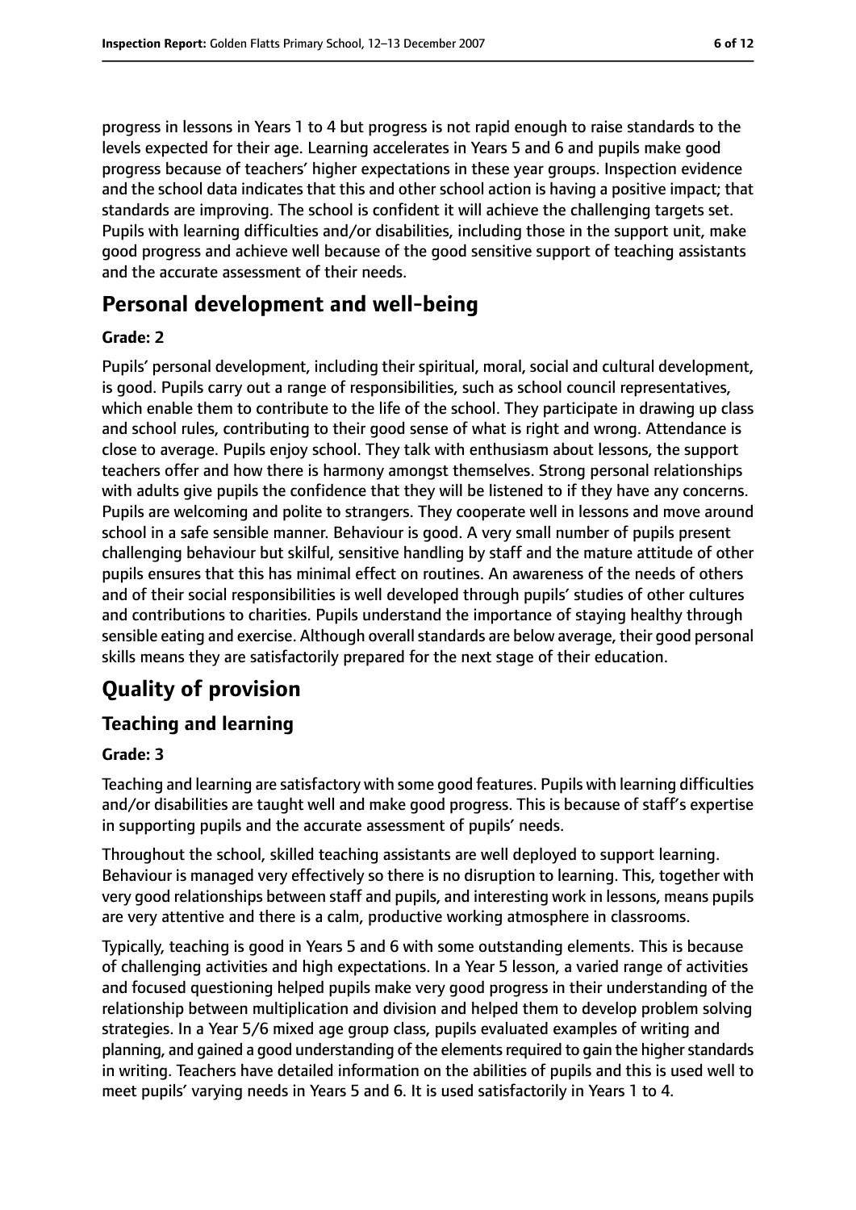progress in lessons in Years 1 to 4 but progress is not rapid enough to raise standards to the levels expected for their age. Learning accelerates in Years 5 and 6 and pupils make good progress because of teachers' higher expectations in these year groups. Inspection evidence and the school data indicates that this and other school action is having a positive impact; that standards are improving. The school is confident it will achieve the challenging targets set. Pupils with learning difficulties and/or disabilities, including those in the support unit, make good progress and achieve well because of the good sensitive support of teaching assistants and the accurate assessment of their needs.

## Personal development and well-being

**Grade: 2**

Pupils' personal development, including their spiritual, moral, social and cultural development, is good. Pupils carry out a range of responsibilities, such as school council representatives, which enable them to contribute to the life of the school. They participate in drawing up class and school rules, contributing to their good sense of what is right and wrong. Attendance is close to average. Pupils enjoy school. They talk with enthusiasm about lessons, the support teachers offer and how there is harmony amongst themselves. Strong personal relationships with adults give pupils the confidence that they will be listened to if they have any concerns. Pupils are welcoming and polite to strangers. They cooperate well in lessons and move around school in a safe sensible manner. Behaviour is good. A very small number of pupils present challenging behaviour but skilful, sensitive handling by staff and the mature attitude of other pupils ensures that this has minimal effect on routines. An awareness of the needs of others and of their social responsibilities is well developed through pupils' studies of other cultures and contributions to charities. Pupils understand the importance of staying healthy through sensible eating and exercise. Although overall standards are below average, their good personal skills means they are satisfactorily prepared for the next stage of their education.

# Quality of provision

## Teaching and learning

**Grade: 3**

Teaching and learning are satisfactory with some good features. Pupils with learning difficulties and/or disabilities are taught well and make good progress. This is because of staff's expertise in supporting pupils and the accurate assessment of pupils' needs.

Throughout the school, skilled teaching assistants are well deployed to support learning. Behaviour is managed very effectively so there is no disruption to learning. This, together with very good relationships between staff and pupils, and interesting work in lessons, means pupils are very attentive and there is a calm, productive working atmosphere in classrooms.

Typically, teaching is good in Years 5 and 6 with some outstanding elements. This is because of challenging activities and high expectations. In a Year 5 lesson, a varied range of activities and focused questioning helped pupils make very good progress in their understanding of the relationship between multiplication and division and helped them to develop problem solving strategies. In a Year 5/6 mixed age group class, pupils evaluated examples of writing and planning, and gained a good understanding of the elements required to gain the higher standards in writing. Teachers have detailed information on the abilities of pupils and this is used well to meet pupils' varying needs in Years 5 and 6. It is used satisfactorily in Years 1 to 4.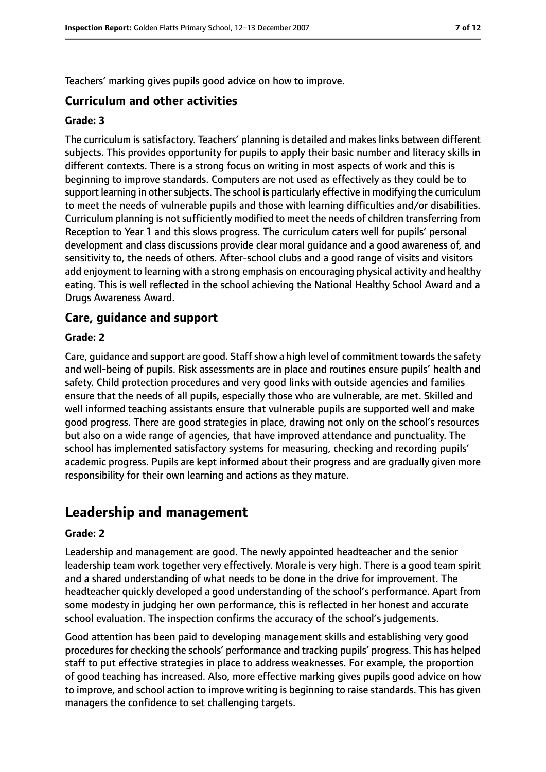Teachers' marking gives pupils good advice on how to improve.

### Curriculum and other activities

#### Grade: 3

The curriculum is satisfactory. Teachers' planning is detailed and makes links between different subjects. This provides opportunity for pupils to apply their basic number and literacy skills in different contexts. There is a strong focus on writing in most aspects of work and this is beginning to improve standards. Computers are not used as effectively as they could be to support learning in other subjects. The school is particularly effective in modifying the curriculum to meet the needs of vulnerable pupils and those with learning difficulties and/or disabilities. Curriculum planning is not sufficiently modified to meet the needs of children transferring from Reception to Year 1 and this slows progress. The curriculum caters well for pupils' personal development and class discussions provide clear moral guidance and a good awareness of, and sensitivity to, the needs of others. After-school clubs and a good range of visits and visitors add enjoyment to learning with a strong emphasis on encouraging physical activity and healthy eating. This is well reflected in the school achieving the National Healthy School Award and a Drugs Awareness Award.

### Care, guidance and support

#### Grade: 2

Care, guidance and support are good. Staff show a high level of commitment towards the safety and well-being of pupils. Risk assessments are in place and routines ensure pupils' health and safety. Child protection procedures and very good links with outside agencies and families ensure that the needs of all pupils, especially those who are vulnerable, are met. Skilled and well informed teaching assistants ensure that vulnerable pupils are supported well and make good progress. There are good strategies in place, drawing not only on the school's resources but also on a wide range of agencies, that have improved attendance and punctuality. The school has implemented satisfactory systems for measuring, checking and recording pupils' academic progress. Pupils are kept informed about their progress and are gradually given more responsibility for their own learning and actions as they mature.

## Leadership and management

#### Grade: 2

Leadership and management are good. The newly appointed headteacher and the senior leadership team work together very effectively. Morale is very high. There is a good team spirit and a shared understanding of what needs to be done in the drive for improvement. The headteacher quickly developed a good understanding of the school's performance. Apart from some modesty in judging her own performance, this is reflected in her honest and accurate school evaluation. The inspection confirms the accuracy of the school's judgements.

Good attention has been paid to developing management skills and establishing very good procedures for checking the schools' performance and tracking pupils' progress. This has helped staff to put effective strategies in place to address weaknesses. For example, the proportion of good teaching has increased. Also, more effective marking gives pupils good advice on how to improve, and school action to improve writing is beginning to raise standards. This has given managers the confidence to set challenging targets.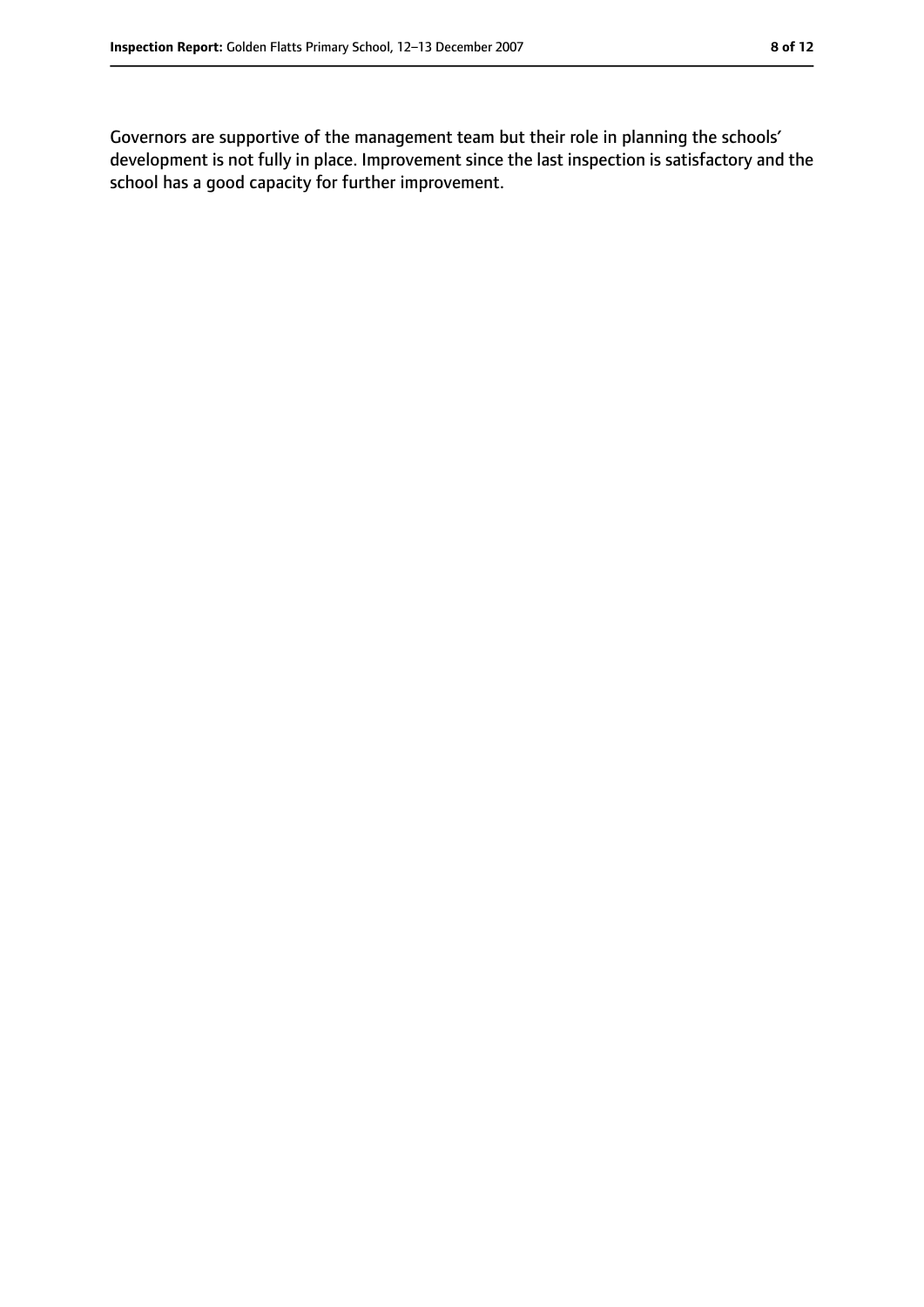Governors are supportive of the management team but their role in planning the schools' development is not fully in place. Improvement since the last inspection is satisfactory and the school has a good capacity for further improvement.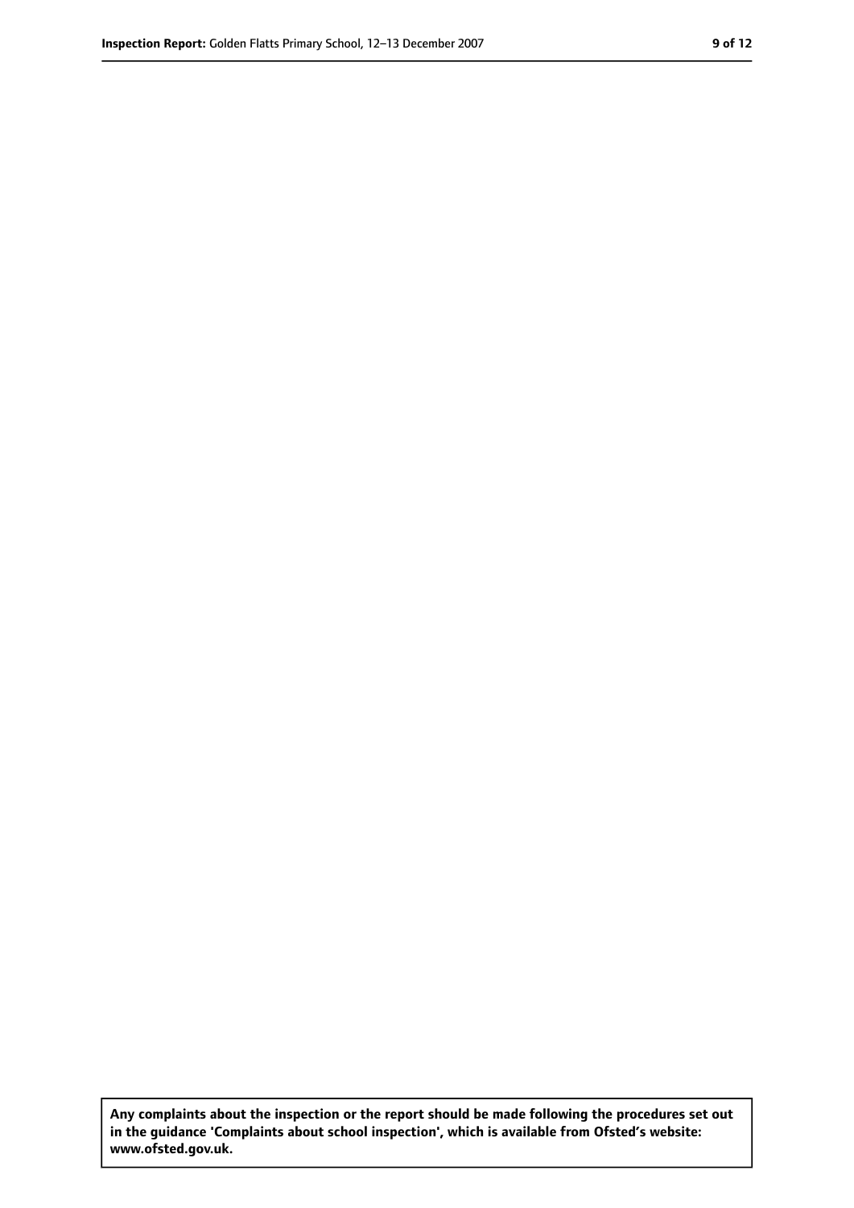**Any complaints about the inspection or the report should be made following the procedures set out in the guidance 'Complaints about school inspection', which is available from Ofsted's website: www.ofsted.gov.uk.**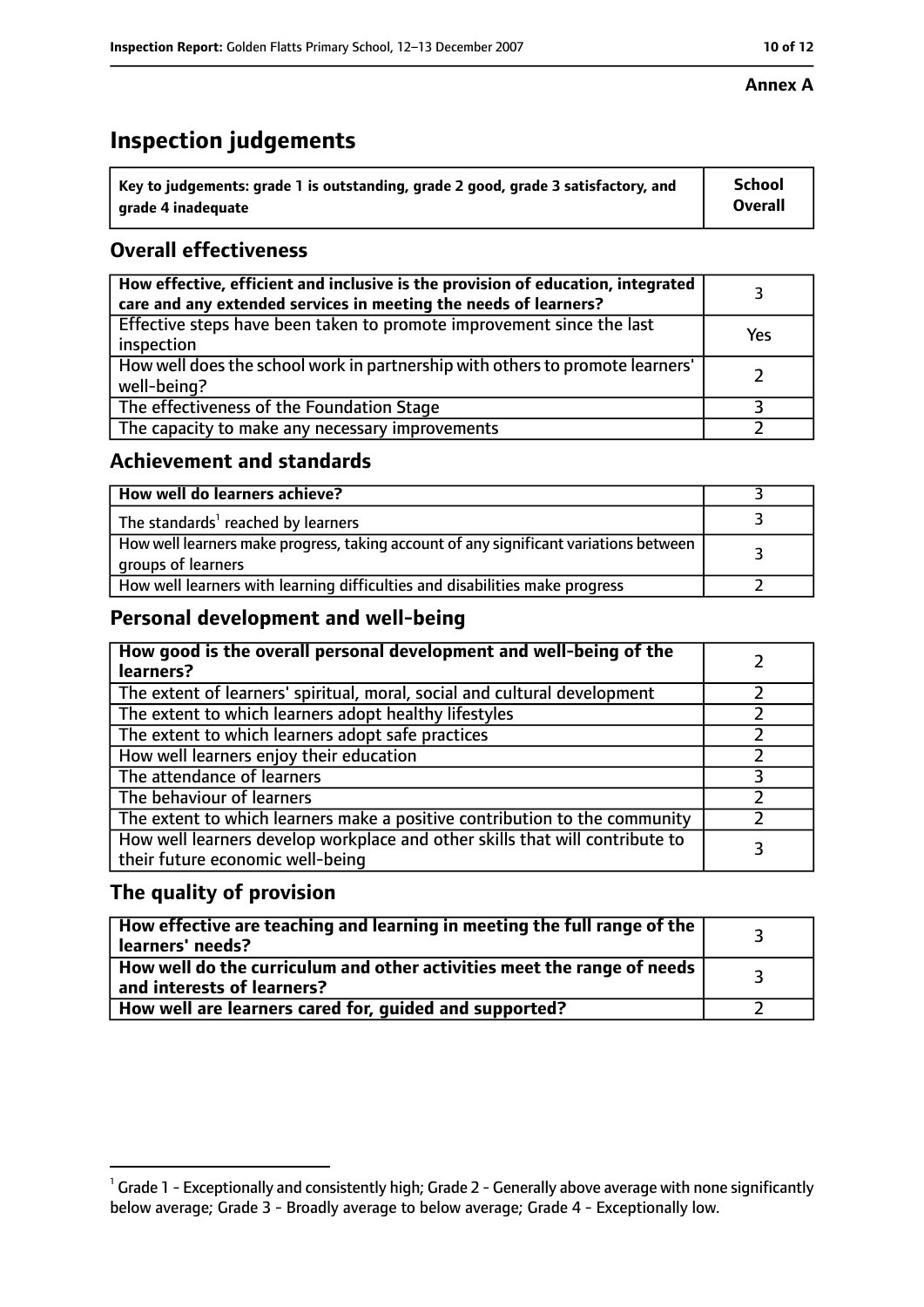**Annex A**

# Inspection judgements

| Key to judgements: grade 1 is outstanding, grade 2 good, grade 3 satisfactory, and grade 4 inadequate | School Overall |
|---|---|

## Overall effectiveness

| | |
|---|---|
| How effective, efficient and inclusive is the provision of education, integrated care and any extended services in meeting the needs of learners? | 3 |
| Effective steps have been taken to promote improvement since the last inspection | Yes |
| How well does the school work in partnership with others to promote learners' well-being? | 2 |
| The effectiveness of the Foundation Stage | 3 |
| The capacity to make any necessary improvements | 2 |

## Achievement and standards

| | |
|---|---|
| **How well do learners achieve?** | 3 |
| The standards[1] reached by learners | 3 |
| How well learners make progress, taking account of any significant variations between groups of learners | 3 |
| How well learners with learning difficulties and disabilities make progress | 2 |

## Personal development and well-being

| | |
|---|---|
| **How good is the overall personal development and well-being of the learners?** | 2 |
| The extent of learners' spiritual, moral, social and cultural development | 2 |
| The extent to which learners adopt healthy lifestyles | 2 |
| The extent to which learners adopt safe practices | 2 |
| How well learners enjoy their education | 2 |
| The attendance of learners | 3 |
| The behaviour of learners | 2 |
| The extent to which learners make a positive contribution to the community | 2 |
| How well learners develop workplace and other skills that will contribute to their future economic well-being | 3 |

## The quality of provision

| | |
|---|---|
| **How effective are teaching and learning in meeting the full range of the learners' needs?** | 3 |
| **How well do the curriculum and other activities meet the range of needs and interests of learners?** | 3 |
| **How well are learners cared for, guided and supported?** | 2 |

[1] Grade 1 - Exceptionally and consistently high; Grade 2 - Generally above average with none significantly below average; Grade 3 - Broadly average to below average; Grade 4 - Exceptionally low.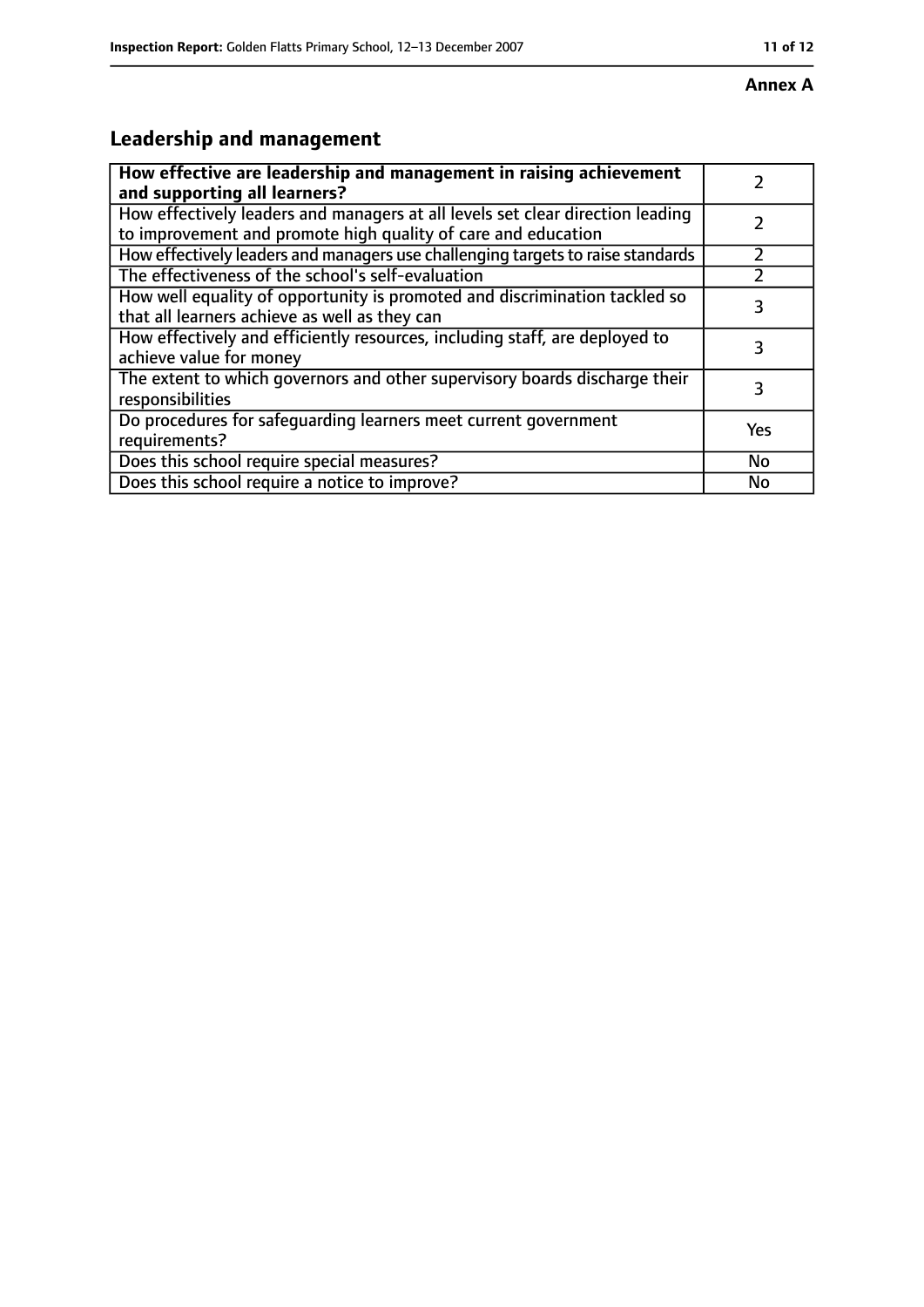**Annex A**

## Leadership and management

| **How effective are leadership and management in raising achievement and supporting all learners?** | 2 |
|---|---|
| How effectively leaders and managers at all levels set clear direction leading to improvement and promote high quality of care and education | 2 |
| How effectively leaders and managers use challenging targets to raise standards | 2 |
| The effectiveness of the school's self-evaluation | 2 |
| How well equality of opportunity is promoted and discrimination tackled so that all learners achieve as well as they can | 3 |
| How effectively and efficiently resources, including staff, are deployed to achieve value for money | 3 |
| The extent to which governors and other supervisory boards discharge their responsibilities | 3 |
| Do procedures for safeguarding learners meet current government requirements? | Yes |
| Does this school require special measures? | No |
| Does this school require a notice to improve? | No |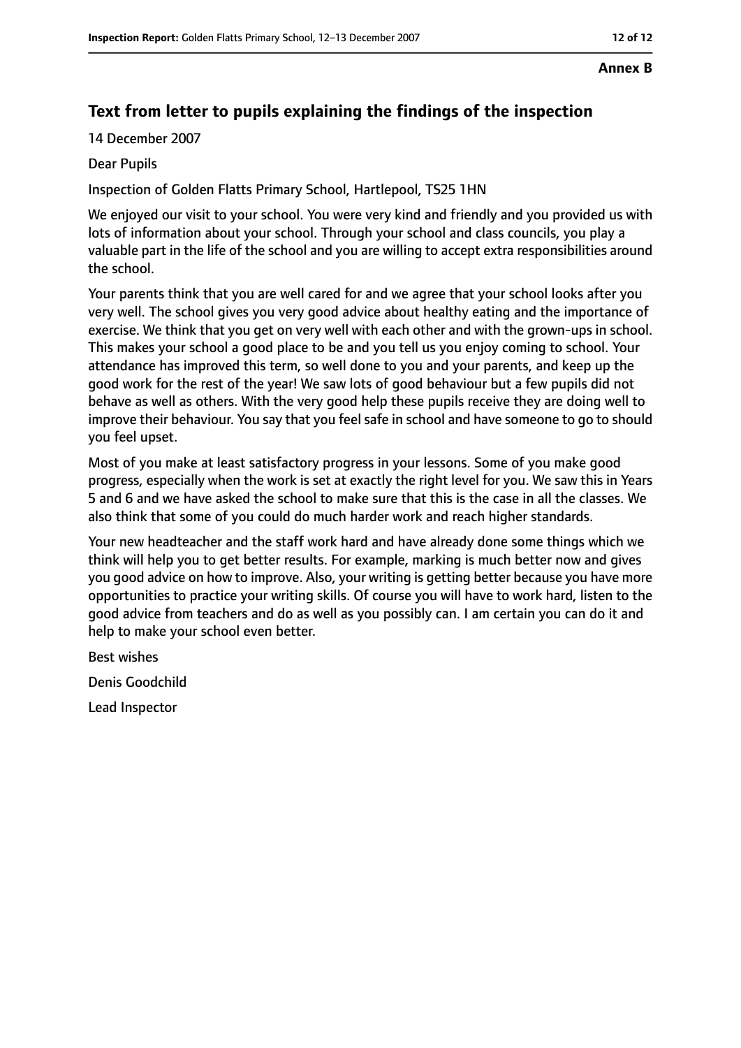**Annex B**

## Text from letter to pupils explaining the findings of the inspection

14 December 2007

Dear Pupils

Inspection of Golden Flatts Primary School, Hartlepool, TS25 1HN

We enjoyed our visit to your school. You were very kind and friendly and you provided us with lots of information about your school. Through your school and class councils, you play a valuable part in the life of the school and you are willing to accept extra responsibilities around the school.

Your parents think that you are well cared for and we agree that your school looks after you very well. The school gives you very good advice about healthy eating and the importance of exercise. We think that you get on very well with each other and with the grown-ups in school. This makes your school a good place to be and you tell us you enjoy coming to school. Your attendance has improved this term, so well done to you and your parents, and keep up the good work for the rest of the year! We saw lots of good behaviour but a few pupils did not behave as well as others. With the very good help these pupils receive they are doing well to improve their behaviour. You say that you feel safe in school and have someone to go to should you feel upset.

Most of you make at least satisfactory progress in your lessons. Some of you make good progress, especially when the work is set at exactly the right level for you. We saw this in Years 5 and 6 and we have asked the school to make sure that this is the case in all the classes. We also think that some of you could do much harder work and reach higher standards.

Your new headteacher and the staff work hard and have already done some things which we think will help you to get better results. For example, marking is much better now and gives you good advice on how to improve. Also, your writing is getting better because you have more opportunities to practice your writing skills. Of course you will have to work hard, listen to the good advice from teachers and do as well as you possibly can. I am certain you can do it and help to make your school even better.

Best wishes

Denis Goodchild

Lead Inspector